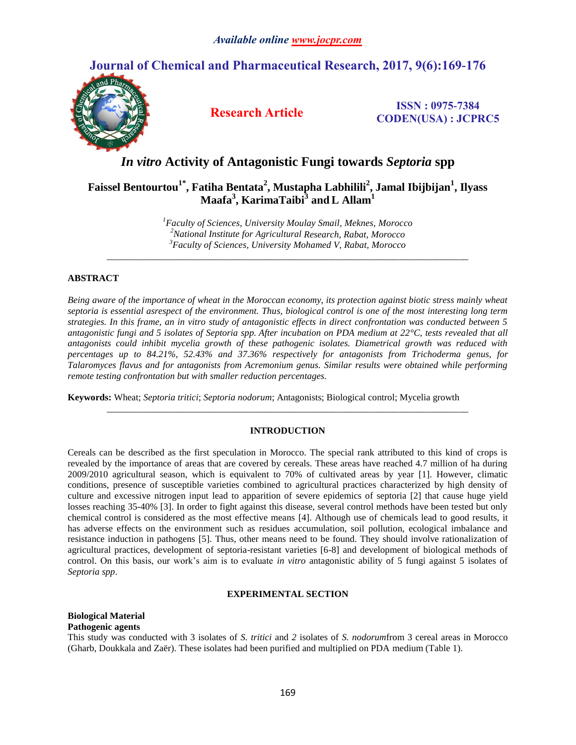*Available online www.jocpr.com*

# Journal of Chemical and Pharmaceutical Research, 2017, 9(6):169-176

**Research Article**

**ISSN : 0975-7384**
**CODEN(USA) : JCPRC5**

# *In vitro* Activity of Antagonistic Fungi towards *Septoria* spp

**Faissel Bentourtou[1*], Fatiha Bentata[2], Mustapha Labhilili[2], Jamal Ibijbijan[1], Ilyass Maafa[3], KarimaTaibi[3] and L Allam[1]**

*[1]Faculty of Sciences, University Moulay Smail, Meknes, Morocco*
*[2]National Institute for Agricultural Research, Rabat, Morocco*
*[3]Faculty of Sciences, University Mohamed V, Rabat, Morocco*

---

## ABSTRACT

*Being aware of the importance of wheat in the Moroccan economy, its protection against biotic stress mainly wheat septoria is essential asrespect of the environment. Thus, biological control is one of the most interesting long term strategies. In this frame, an in vitro study of antagonistic effects in direct confrontation was conducted between 5 antagonistic fungi and 5 isolates of Septoria spp. After incubation on PDA medium at 22°C, tests revealed that all antagonists could inhibit mycelia growth of these pathogenic isolates. Diametrical growth was reduced with percentages up to 84.21%, 52.43% and 37.36% respectively for antagonists from Trichoderma genus, for Talaromyces flavus and for antagonists from Acremonium genus. Similar results were obtained while performing remote testing confrontation but with smaller reduction percentages.*

**Keywords:** Wheat; *Septoria tritici*; *Septoria nodorum*; Antagonists; Biological control; Mycelia growth

---

## INTRODUCTION

Cereals can be described as the first speculation in Morocco. The special rank attributed to this kind of crops is revealed by the importance of areas that are covered by cereals. These areas have reached 4.7 million of ha during 2009/2010 agricultural season, which is equivalent to 70% of cultivated areas by year [1]. However, climatic conditions, presence of susceptible varieties combined to agricultural practices characterized by high density of culture and excessive nitrogen input lead to apparition of severe epidemics of septoria [2] that cause huge yield losses reaching 35-40% [3]. In order to fight against this disease, several control methods have been tested but only chemical control is considered as the most effective means [4]. Although use of chemicals lead to good results, it has adverse effects on the environment such as residues accumulation, soil pollution, ecological imbalance and resistance induction in pathogens [5]. Thus, other means need to be found. They should involve rationalization of agricultural practices, development of septoria-resistant varieties [6-8] and development of biological methods of control. On this basis, our work's aim is to evaluate *in vitro* antagonistic ability of 5 fungi against 5 isolates of *Septoria spp*.

## EXPERIMENTAL SECTION

### Biological Material

#### Pathogenic agents

This study was conducted with 3 isolates of *S. tritici* and *2* isolates of *S. nodorum*from 3 cereal areas in Morocco (Gharb, Doukkala and Zaër). These isolates had been purified and multiplied on PDA medium (Table 1).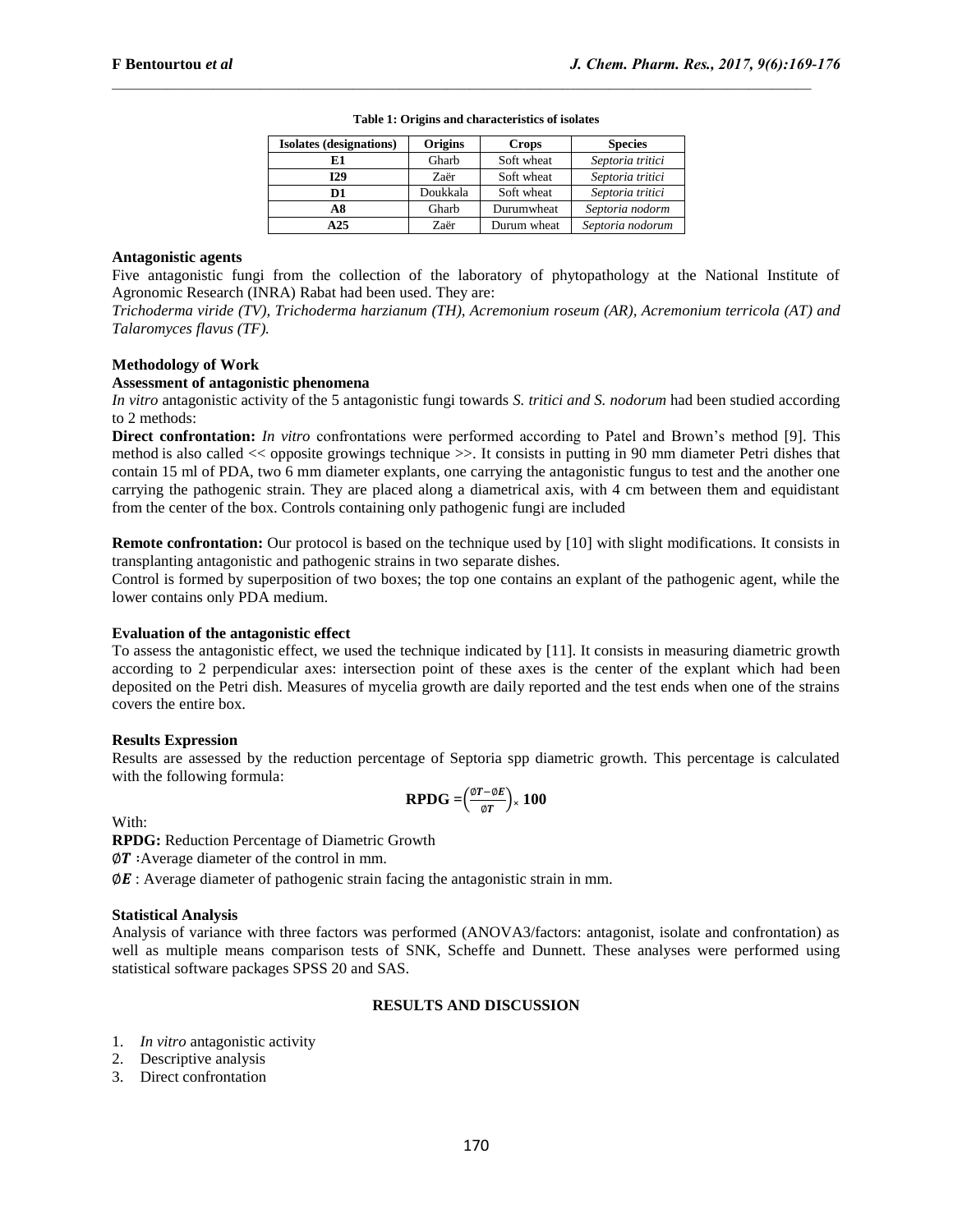**Table 1: Origins and characteristics of isolates**

| Isolates (designations) | Origins | Crops | Species |
|---|---|---|---|
| **E1** | Gharb | Soft wheat | *Septoria tritici* |
| **I29** | Zaër | Soft wheat | *Septoria tritici* |
| **D1** | Doukkala | Soft wheat | *Septoria tritici* |
| **A8** | Gharb | Durumwheat | *Septoria nodorm* |
| **A25** | Zaër | Durum wheat | *Septoria nodorum* |

**Antagonistic agents**

Five antagonistic fungi from the collection of the laboratory of phytopathology at the National Institute of Agronomic Research (INRA) Rabat had been used. They are:

*Trichoderma viride (TV), Trichoderma harzianum (TH), Acremonium roseum (AR), Acremonium terricola (AT) and Talaromyces flavus (TF).*

**Methodology of Work**

**Assessment of antagonistic phenomena**

*In vitro* antagonistic activity of the 5 antagonistic fungi towards *S. tritici and S. nodorum* had been studied according to 2 methods:

**Direct confrontation:** *In vitro* confrontations were performed according to Patel and Brown's method [9]. This method is also called << opposite growings technique >>. It consists in putting in 90 mm diameter Petri dishes that contain 15 ml of PDA, two 6 mm diameter explants, one carrying the antagonistic fungus to test and the another one carrying the pathogenic strain. They are placed along a diametrical axis, with 4 cm between them and equidistant from the center of the box. Controls containing only pathogenic fungi are included

**Remote confrontation:** Our protocol is based on the technique used by [10] with slight modifications. It consists in transplanting antagonistic and pathogenic strains in two separate dishes.

Control is formed by superposition of two boxes; the top one contains an explant of the pathogenic agent, while the lower contains only PDA medium.

**Evaluation of the antagonistic effect**

To assess the antagonistic effect, we used the technique indicated by [11]. It consists in measuring diametric growth according to 2 perpendicular axes: intersection point of these axes is the center of the explant which had been deposited on the Petri dish. Measures of mycelia growth are daily reported and the test ends when one of the strains covers the entire box.

**Results Expression**

Results are assessed by the reduction percentage of Septoria spp diametric growth. This percentage is calculated with the following formula:

$$\mathbf{RPDG} = \left(\frac{\emptyset T - \emptyset E}{\emptyset T}\right) \times \mathbf{100}$$

With:

**RPDG:** Reduction Percentage of Diametric Growth

$\emptyset T$ :Average diameter of the control in mm.

$\emptyset E$ : Average diameter of pathogenic strain facing the antagonistic strain in mm.

**Statistical Analysis**

Analysis of variance with three factors was performed (ANOVA3/factors: antagonist, isolate and confrontation) as well as multiple means comparison tests of SNK, Scheffe and Dunnett. These analyses were performed using statistical software packages SPSS 20 and SAS.

## RESULTS AND DISCUSSION

1. *In vitro* antagonistic activity
2. Descriptive analysis
3. Direct confrontation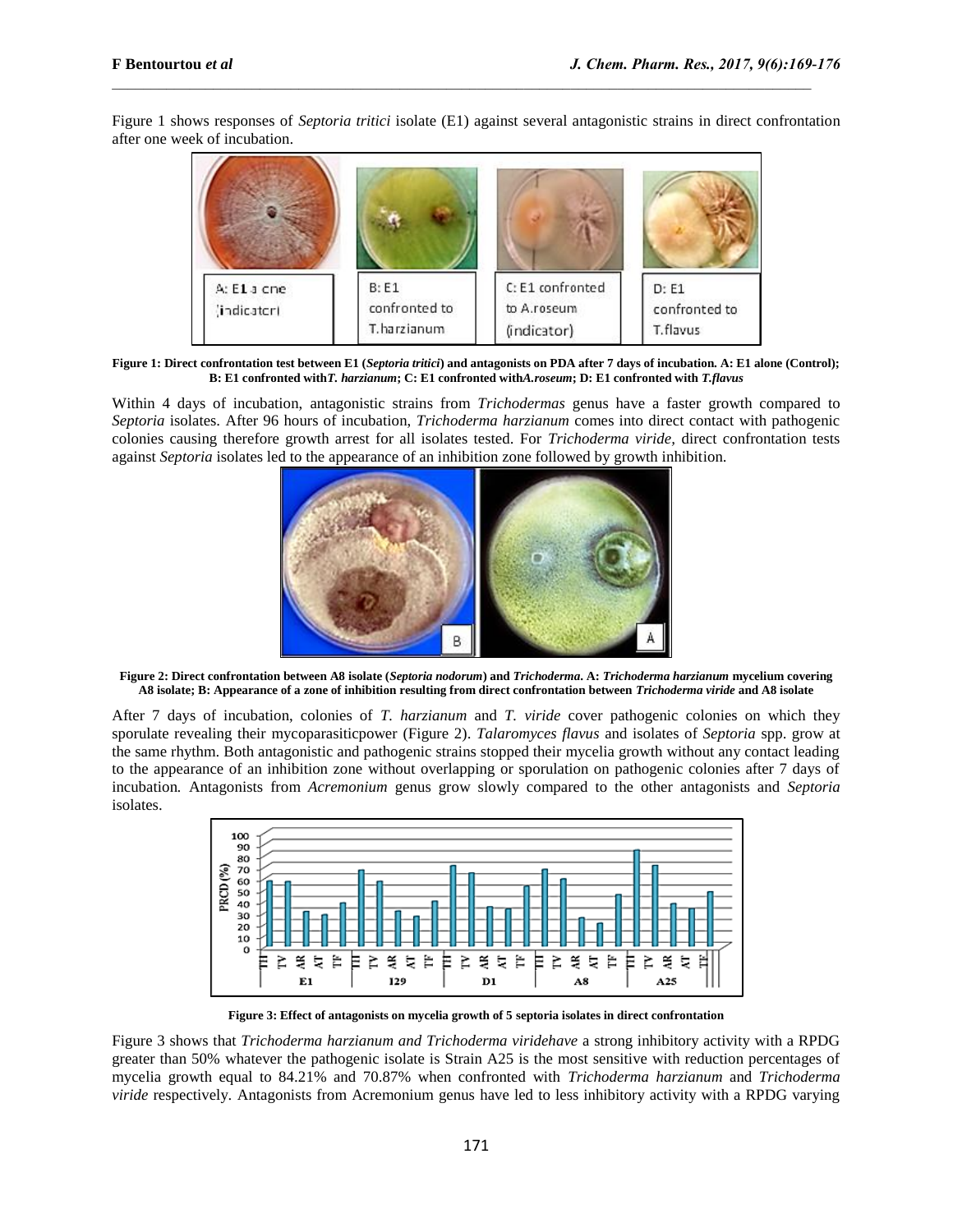Figure 1 shows responses of *Septoria tritici* isolate (E1) against several antagonistic strains in direct confrontation after one week of incubation.

**Figure 1: Direct confrontation test between E1 (*Septoria tritici*) and antagonists on PDA after 7 days of incubation. A: E1 alone (Control); B: E1 confronted with*T. harzianum*; C: E1 confronted with*A.roseum*; D: E1 confronted with *T.flavus***

Within 4 days of incubation, antagonistic strains from *Trichodermas* genus have a faster growth compared to *Septoria* isolates. After 96 hours of incubation, *Trichoderma harzianum* comes into direct contact with pathogenic colonies causing therefore growth arrest for all isolates tested. For *Trichoderma viride,* direct confrontation tests against *Septoria* isolates led to the appearance of an inhibition zone followed by growth inhibition.

**Figure 2: Direct confrontation between A8 isolate (*Septoria nodorum*) and *Trichoderma*. A: *Trichoderma harzianum* mycelium covering A8 isolate; B: Appearance of a zone of inhibition resulting from direct confrontation between *Trichoderma viride* and A8 isolate**

After 7 days of incubation, colonies of *T. harzianum* and *T. viride* cover pathogenic colonies on which they sporulate revealing their mycoparasiticpower (Figure 2). *Talaromyces flavus* and isolates of *Septoria* spp. grow at the same rhythm. Both antagonistic and pathogenic strains stopped their mycelia growth without any contact leading to the appearance of an inhibition zone without overlapping or sporulation on pathogenic colonies after 7 days of incubation. Antagonists from *Acremonium* genus grow slowly compared to the other antagonists and *Septoria* isolates.

**Figure 3: Effect of antagonists on mycelia growth of 5 septoria isolates in direct confrontation**

Figure 3 shows that *Trichoderma harzianum and Trichoderma viridehave* a strong inhibitory activity with a RPDG greater than 50% whatever the pathogenic isolate is Strain A25 is the most sensitive with reduction percentages of mycelia growth equal to 84.21% and 70.87% when confronted with *Trichoderma harzianum* and *Trichoderma viride* respectively. Antagonists from Acremonium genus have led to less inhibitory activity with a RPDG varying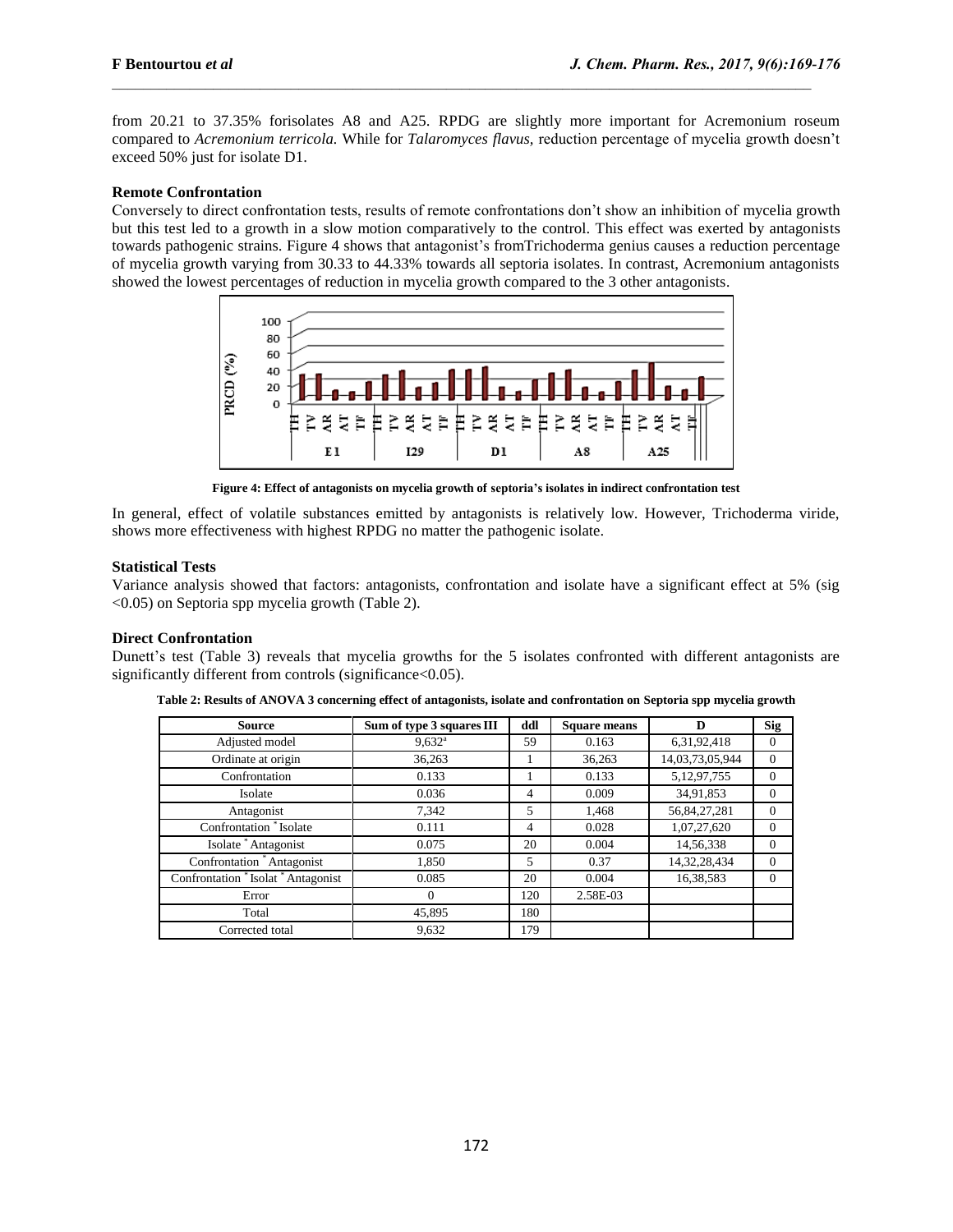from 20.21 to 37.35% forisolates A8 and A25. RPDG are slightly more important for Acremonium roseum compared to *Acremonium terricola.* While for *Talaromyces flavus*, reduction percentage of mycelia growth doesn't exceed 50% just for isolate D1.

**Remote Confrontation**

Conversely to direct confrontation tests, results of remote confrontations don't show an inhibition of mycelia growth but this test led to a growth in a slow motion comparatively to the control. This effect was exerted by antagonists towards pathogenic strains. Figure 4 shows that antagonist's fromTrichoderma genius causes a reduction percentage of mycelia growth varying from 30.33 to 44.33% towards all septoria isolates. In contrast, Acremonium antagonists showed the lowest percentages of reduction in mycelia growth compared to the 3 other antagonists.

**Figure 4: Effect of antagonists on mycelia growth of septoria's isolates in indirect confrontation test**

In general, effect of volatile substances emitted by antagonists is relatively low. However, Trichoderma viride, shows more effectiveness with highest RPDG no matter the pathogenic isolate.

**Statistical Tests**

Variance analysis showed that factors: antagonists, confrontation and isolate have a significant effect at 5% (sig <0.05) on Septoria spp mycelia growth (Table 2).

**Direct Confrontation**

Dunett's test (Table 3) reveals that mycelia growths for the 5 isolates confronted with different antagonists are significantly different from controls (significance<0.05).

**Table 2: Results of ANOVA 3 concerning effect of antagonists, isolate and confrontation on Septoria spp mycelia growth**

| Source | Sum of type 3 squares III | ddl | Square means | D | Sig |
|---|---|---|---|---|---|
| Adjusted model | 9,632[a] | 59 | 0.163 | 6,31,92,418 | 0 |
| Ordinate at origin | 36,263 | 1 | 36,263 | 14,03,73,05,944 | 0 |
| Confrontation | 0.133 | 1 | 0.133 | 5,12,97,755 | 0 |
| Isolate | 0.036 | 4 | 0.009 | 34,91,853 | 0 |
| Antagonist | 7,342 | 5 | 1,468 | 56,84,27,281 | 0 |
| Confrontation * Isolate | 0.111 | 4 | 0.028 | 1,07,27,620 | 0 |
| Isolate * Antagonist | 0.075 | 20 | 0.004 | 14,56,338 | 0 |
| Confrontation * Antagonist | 1,850 | 5 | 0.37 | 14,32,28,434 | 0 |
| Confrontation * Isolat * Antagonist | 0.085 | 20 | 0.004 | 16,38,583 | 0 |
| Error | 0 | 120 | 2.58E-03 | | |
| Total | 45,895 | 180 | | | |
| Corrected total | 9,632 | 179 | | | |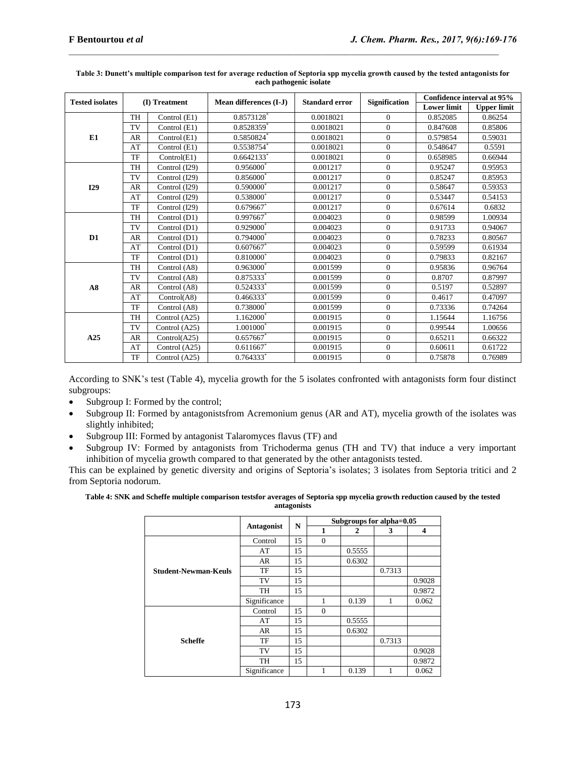**Table 3: Dunett's multiple comparison test for average reduction of Septoria spp mycelia growth caused by the tested antagonists for each pathogenic isolate**

| Tested isolates | (I) Treatment | | Mean differences (I-J) | Standard error | Signification | Confidence interval at 95% | |
|---|---|---|---|---|---|---|---|
| | | | | | | Lower limit | Upper limit |
| E1 | TH | Control (E1) | 0.8573128* | 0.0018021 | 0 | 0.852085 | 0.86254 |
| | TV | Control (E1) | 0.8528359* | 0.0018021 | 0 | 0.847608 | 0.85806 |
| | AR | Control (E1) | 0.5850824* | 0.0018021 | 0 | 0.579854 | 0.59031 |
| | AT | Control (E1) | 0.5538754* | 0.0018021 | 0 | 0.548647 | 0.5591 |
| | TF | Control(E1) | 0.6642133* | 0.0018021 | 0 | 0.658985 | 0.66944 |
| I29 | TH | Control (I29) | 0.956000* | 0.001217 | 0 | 0.95247 | 0.95953 |
| | TV | Control (I29) | 0.856000* | 0.001217 | 0 | 0.85247 | 0.85953 |
| | AR | Control (I29) | 0.590000* | 0.001217 | 0 | 0.58647 | 0.59353 |
| | AT | Control (I29) | 0.538000* | 0.001217 | 0 | 0.53447 | 0.54153 |
| | TF | Control (I29) | 0.679667* | 0.001217 | 0 | 0.67614 | 0.6832 |
| D1 | TH | Control (D1) | 0.997667* | 0.004023 | 0 | 0.98599 | 1.00934 |
| | TV | Control (D1) | 0.929000* | 0.004023 | 0 | 0.91733 | 0.94067 |
| | AR | Control (D1) | 0.794000* | 0.004023 | 0 | 0.78233 | 0.80567 |
| | AT | Control (D1) | 0.607667* | 0.004023 | 0 | 0.59599 | 0.61934 |
| | TF | Control (D1) | 0.810000* | 0.004023 | 0 | 0.79833 | 0.82167 |
| A8 | TH | Control (A8) | 0.963000* | 0.001599 | 0 | 0.95836 | 0.96764 |
| | TV | Control (A8) | 0.875333* | 0.001599 | 0 | 0.8707 | 0.87997 |
| | AR | Control (A8) | 0.524333* | 0.001599 | 0 | 0.5197 | 0.52897 |
| | AT | Control(A8) | 0.466333* | 0.001599 | 0 | 0.4617 | 0.47097 |
| | TF | Control (A8) | 0.738000* | 0.001599 | 0 | 0.73336 | 0.74264 |
| A25 | TH | Control (A25) | 1.162000* | 0.001915 | 0 | 1.15644 | 1.16756 |
| | TV | Control (A25) | 1.001000* | 0.001915 | 0 | 0.99544 | 1.00656 |
| | AR | Control(A25) | 0.657667* | 0.001915 | 0 | 0.65211 | 0.66322 |
| | AT | Control (A25) | 0.611667* | 0.001915 | 0 | 0.60611 | 0.61722 |
| | TF | Control (A25) | 0.764333* | 0.001915 | 0 | 0.75878 | 0.76989 |

According to SNK's test (Table 4), mycelia growth for the 5 isolates confronted with antagonists form four distinct subgroups:

- Subgroup I: Formed by the control;
- Subgroup II: Formed by antagonistsfrom Acremonium genus (AR and AT), mycelia growth of the isolates was slightly inhibited;
- Subgroup III: Formed by antagonist Talaromyces flavus (TF) and
- Subgroup IV: Formed by antagonists from Trichoderma genus (TH and TV) that induce a very important inhibition of mycelia growth compared to that generated by the other antagonists tested.

This can be explained by genetic diversity and origins of Septoria's isolates; 3 isolates from Septoria tritici and 2 from Septoria nodorum.

**Table 4: SNK and Scheffe multiple comparison testsfor averages of Septoria spp mycelia growth reduction caused by the tested antagonists**

| | Antagonist | N | Subgroups for alpha=0.05 | | | |
|---|---|---|---|---|---|---|
| | | | 1 | 2 | 3 | 4 |
| Student-Newman-Keuls | Control | 15 | 0 | | | |
| | AT | 15 | | 0.5555 | | |
| | AR | 15 | | 0.6302 | | |
| | TF | 15 | | | 0.7313 | |
| | TV | 15 | | | | 0.9028 |
| | TH | 15 | | | | 0.9872 |
| | Significance | | 1 | 0.139 | 1 | 0.062 |
| Scheffe | Control | 15 | 0 | | | |
| | AT | 15 | | 0.5555 | | |
| | AR | 15 | | 0.6302 | | |
| | TF | 15 | | | 0.7313 | |
| | TV | 15 | | | | 0.9028 |
| | TH | 15 | | | | 0.9872 |
| | Significance | | 1 | 0.139 | 1 | 0.062 |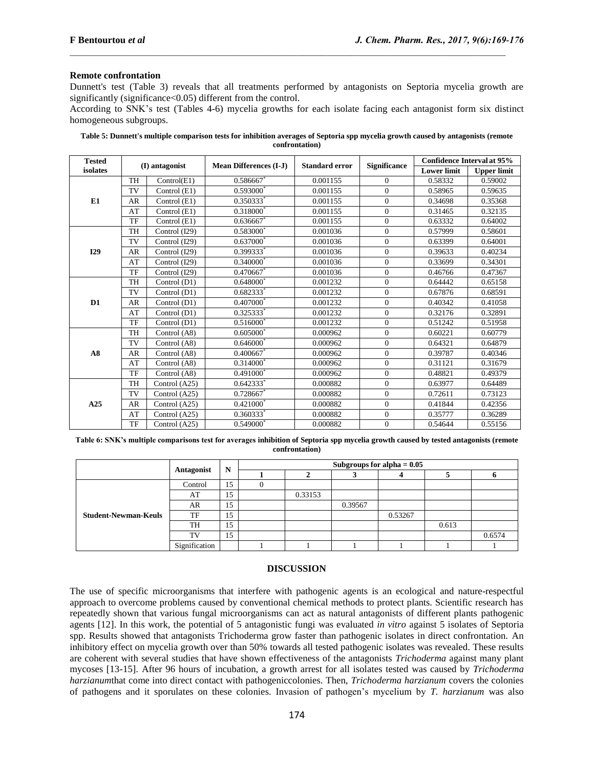### Remote confrontation

Dunnett's test (Table 3) reveals that all treatments performed by antagonists on Septoria mycelia growth are significantly (significance<0.05) different from the control.

According to SNK's test (Tables 4-6) mycelia growths for each isolate facing each antagonist form six distinct homogeneous subgroups.

**Table 5: Dunnett's multiple comparison tests for inhibition averages of Septoria spp mycelia growth caused by antagonists (remote confrontation)**

| Tested isolates | (I) antagonist | | Mean Differences (I-J) | Standard error | Significance | Confidence Interval at 95% | |
|---|---|---|---|---|---|---|---|
| | | | | | | Lower limit | Upper limit |
| E1 | TH | Control(E1) | 0.586667* | 0.001155 | 0 | 0.58332 | 0.59002 |
| | TV | Control (E1) | 0.593000* | 0.001155 | 0 | 0.58965 | 0.59635 |
| | AR | Control (E1) | 0.350333* | 0.001155 | 0 | 0.34698 | 0.35368 |
| | AT | Control (E1) | 0.318000* | 0.001155 | 0 | 0.31465 | 0.32135 |
| | TF | Control (E1) | 0.636667* | 0.001155 | 0 | 0.63332 | 0.64002 |
| I29 | TH | Control (I29) | 0.583000* | 0.001036 | 0 | 0.57999 | 0.58601 |
| | TV | Control (I29) | 0.637000* | 0.001036 | 0 | 0.63399 | 0.64001 |
| | AR | Control (I29) | 0.399333* | 0.001036 | 0 | 0.39633 | 0.40234 |
| | AT | Control (I29) | 0.340000* | 0.001036 | 0 | 0.33699 | 0.34301 |
| | TF | Control (I29) | 0.470667* | 0.001036 | 0 | 0.46766 | 0.47367 |
| D1 | TH | Control (D1) | 0.648000* | 0.001232 | 0 | 0.64442 | 0.65158 |
| | TV | Control (D1) | 0.682333* | 0.001232 | 0 | 0.67876 | 0.68591 |
| | AR | Control (D1) | 0.407000* | 0.001232 | 0 | 0.40342 | 0.41058 |
| | AT | Control (D1) | 0.325333* | 0.001232 | 0 | 0.32176 | 0.32891 |
| | TF | Control (D1) | 0.516000* | 0.001232 | 0 | 0.51242 | 0.51958 |
| A8 | TH | Control (A8) | 0.605000* | 0.000962 | 0 | 0.60221 | 0.60779 |
| | TV | Control (A8) | 0.646000* | 0.000962 | 0 | 0.64321 | 0.64879 |
| | AR | Control (A8) | 0.400667* | 0.000962 | 0 | 0.39787 | 0.40346 |
| | AT | Control (A8) | 0.314000* | 0.000962 | 0 | 0.31121 | 0.31679 |
| | TF | Control (A8) | 0.491000* | 0.000962 | 0 | 0.48821 | 0.49379 |
| A25 | TH | Control (A25) | 0.642333* | 0.000882 | 0 | 0.63977 | 0.64489 |
| | TV | Control (A25) | 0.728667* | 0.000882 | 0 | 0.72611 | 0.73123 |
| | AR | Control (A25) | 0.421000* | 0.000882 | 0 | 0.41844 | 0.42356 |
| | AT | Control (A25) | 0.360333* | 0.000882 | 0 | 0.35777 | 0.36289 |
| | TF | Control (A25) | 0.549000* | 0.000882 | 0 | 0.54644 | 0.55156 |

**Table 6: SNK's multiple comparisons test for averages inhibition of Septoria spp mycelia growth caused by tested antagonists (remote confrontation)**

| | Antagonist | N | Subgroups for alpha = 0.05 | | | | | |
|---|---|---|---|---|---|---|---|---|
| | | | 1 | 2 | 3 | 4 | 5 | 6 |
| Student-Newman-Keuls | Control | 15 | 0 | | | | | |
| | AT | 15 | | 0.33153 | | | | |
| | AR | 15 | | | 0.39567 | | | |
| | TF | 15 | | | | 0.53267 | | |
| | TH | 15 | | | | | 0.613 | |
| | TV | 15 | | | | | | 0.6574 |
| | Signification | | 1 | 1 | 1 | 1 | 1 | 1 |

## DISCUSSION

The use of specific microorganisms that interfere with pathogenic agents is an ecological and nature-respectful approach to overcome problems caused by conventional chemical methods to protect plants. Scientific research has repeatedly shown that various fungal microorganisms can act as natural antagonists of different plants pathogenic agents [12]. In this work, the potential of 5 antagonistic fungi was evaluated *in vitro* against 5 isolates of Septoria spp. Results showed that antagonists Trichoderma grow faster than pathogenic isolates in direct confrontation. An inhibitory effect on mycelia growth over than 50% towards all tested pathogenic isolates was revealed. These results are coherent with several studies that have shown effectiveness of the antagonists *Trichoderma* against many plant mycoses [13-15]. After 96 hours of incubation, a growth arrest for all isolates tested was caused by *Trichoderma harzianum*that come into direct contact with pathogeniccolonies. Then, *Trichoderma harzianum* covers the colonies of pathogens and it sporulates on these colonies. Invasion of pathogen's mycelium by *T. harzianum* was also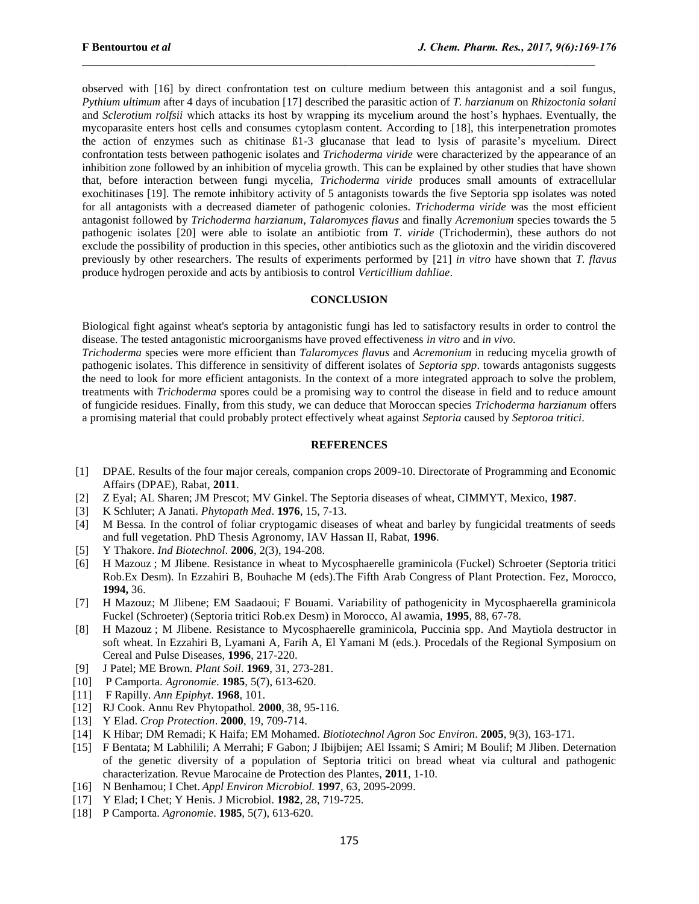observed with [16] by direct confrontation test on culture medium between this antagonist and a soil fungus, *Pythium ultimum* after 4 days of incubation [17] described the parasitic action of *T. harzianum* on *Rhizoctonia solani* and *Sclerotium rolfsii* which attacks its host by wrapping its mycelium around the host's hyphaes. Eventually, the mycoparasite enters host cells and consumes cytoplasm content. According to [18], this interpenetration promotes the action of enzymes such as chitinase ß1-3 glucanase that lead to lysis of parasite's mycelium. Direct confrontation tests between pathogenic isolates and *Trichoderma viride* were characterized by the appearance of an inhibition zone followed by an inhibition of mycelia growth. This can be explained by other studies that have shown that, before interaction between fungi mycelia, *Trichoderma viride* produces small amounts of extracellular exochitinases [19]. The remote inhibitory activity of 5 antagonists towards the five Septoria spp isolates was noted for all antagonists with a decreased diameter of pathogenic colonies. *Trichoderma viride* was the most efficient antagonist followed by *Trichoderma harzianum*, *Talaromyces flavus* and finally *Acremonium* species towards the 5 pathogenic isolates [20] were able to isolate an antibiotic from *T. viride* (Trichodermin), these authors do not exclude the possibility of production in this species, other antibiotics such as the gliotoxin and the viridin discovered previously by other researchers. The results of experiments performed by [21] *in vitro* have shown that *T. flavus* produce hydrogen peroxide and acts by antibiosis to control *Verticillium dahliae*.

## CONCLUSION

Biological fight against wheat's septoria by antagonistic fungi has led to satisfactory results in order to control the disease. The tested antagonistic microorganisms have proved effectiveness *in vitro* and *in vivo.*

*Trichoderma* species were more efficient than *Talaromyces flavus* and *Acremonium* in reducing mycelia growth of pathogenic isolates. This difference in sensitivity of different isolates of *Septoria spp*. towards antagonists suggests the need to look for more efficient antagonists. In the context of a more integrated approach to solve the problem, treatments with *Trichoderma* spores could be a promising way to control the disease in field and to reduce amount of fungicide residues. Finally, from this study, we can deduce that Moroccan species *Trichoderma harzianum* offers a promising material that could probably protect effectively wheat against *Septoria* caused by *Septoroa tritici*.

## REFERENCES

[1] DPAE. Results of the four major cereals, companion crops 2009-10. Directorate of Programming and Economic Affairs (DPAE), Rabat, **2011**.

[2] Z Eyal; AL Sharen; JM Prescot; MV Ginkel. The Septoria diseases of wheat, CIMMYT, Mexico, **1987**.

[3] K Schluter; A Janati. *Phytopath Med*. **1976**, 15, 7-13.

[4] M Bessa. In the control of foliar cryptogamic diseases of wheat and barley by fungicidal treatments of seeds and full vegetation. PhD Thesis Agronomy, IAV Hassan II, Rabat, **1996**.

[5] Y Thakore. *Ind Biotechnol*. **2006**, 2(3), 194-208.

[6] H Mazouz ; M Jlibene. Resistance in wheat to Mycosphaerelle graminicola (Fuckel) Schroeter (Septoria tritici Rob.Ex Desm). In Ezzahiri B, Bouhache M (eds).The Fifth Arab Congress of Plant Protection. Fez, Morocco, **1994,** 36.

[7] H Mazouz; M Jlibene; EM Saadaoui; F Bouami. Variability of pathogenicity in Mycosphaerella graminicola Fuckel (Schroeter) (Septoria tritici Rob.ex Desm) in Morocco, Al awamia, **1995**, 88, 67-78.

[8] H Mazouz ; M Jlibene. Resistance to Mycosphaerelle graminicola, Puccinia spp. And Maytiola destructor in soft wheat. In Ezzahiri B, Lyamani A, Farih A, El Yamani M (eds.). Procedals of the Regional Symposium on Cereal and Pulse Diseases, **1996**, 217-220.

[9] J Patel; ME Brown. *Plant Soil*. **1969**, 31, 273-281.

[10] P Camporta. *Agronomie*. **1985**, 5(7), 613-620.

[11] F Rapilly. *Ann Epiphyt*. **1968**, 101.

[12] RJ Cook. Annu Rev Phytopathol. **2000**, 38, 95-116.

[13] Y Elad. *Crop Protection*. **2000**, 19, 709-714.

[14] K Hibar; DM Remadi; K Haifa; EM Mohamed. *Biotiotechnol Agron Soc Environ*. **2005**, 9(3), 163-171.

[15] F Bentata; M Labhilili; A Merrahi; F Gabon; J Ibijbijen; AEl Issami; S Amiri; M Boulif; M Jliben. Deternation of the genetic diversity of a population of Septoria tritici on bread wheat via cultural and pathogenic characterization. Revue Marocaine de Protection des Plantes, **2011**, 1-10.

[16] N Benhamou; I Chet. *Appl Environ Microbiol.* **1997**, 63, 2095-2099.

[17] Y Elad; I Chet; Y Henis. J Microbiol. **1982**, 28, 719-725.

[18] P Camporta. *Agronomie*. **1985**, 5(7), 613-620.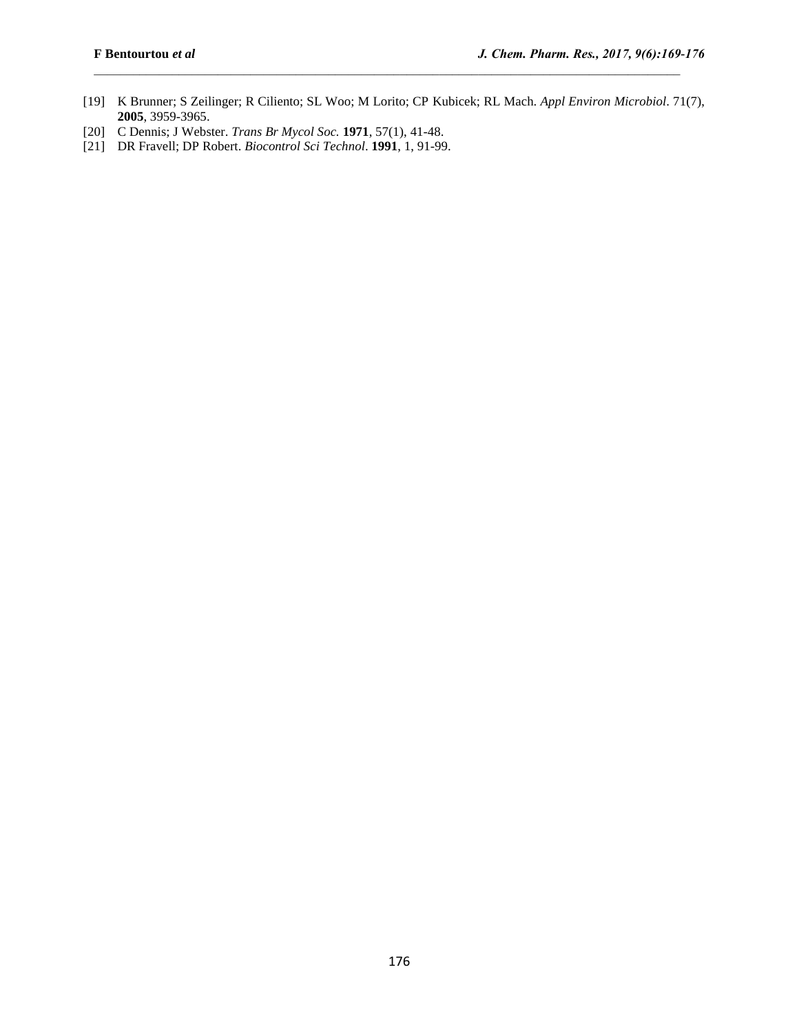[19] K Brunner; S Zeilinger; R Ciliento; SL Woo; M Lorito; CP Kubicek; RL Mach. *Appl Environ Microbiol*. 71(7), **2005**, 3959-3965.

[20] C Dennis; J Webster. *Trans Br Mycol Soc.* **1971**, 57(1), 41-48.

[21] DR Fravell; DP Robert. *Biocontrol Sci Technol*. **1991**, 1, 91-99.